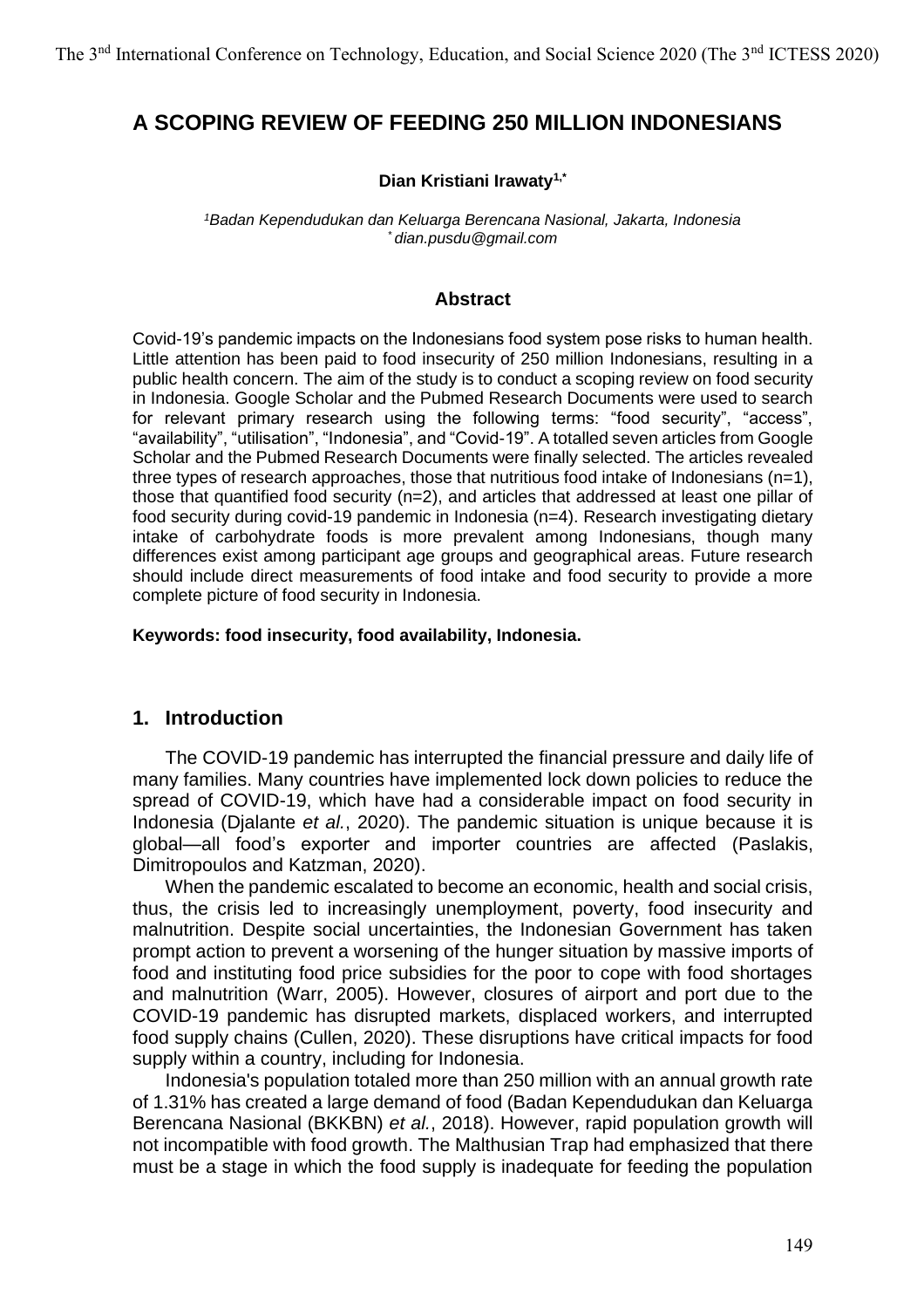# A SCOPING REVIEW OF FEEDING 250 MILLION INDONESIANS

**Dian Kristiani Irawaty[1,*]**

*[1]Badan Kependudukan dan Keluarga Berencana Nasional, Jakarta, Indonesia*
*[*] dian.pusdu@gmail.com*

## Abstract

Covid-19's pandemic impacts on the Indonesians food system pose risks to human health. Little attention has been paid to food insecurity of 250 million Indonesians, resulting in a public health concern. The aim of the study is to conduct a scoping review on food security in Indonesia. Google Scholar and the Pubmed Research Documents were used to search for relevant primary research using the following terms: "food security", "access", "availability", "utilisation", "Indonesia", and "Covid-19". A totalled seven articles from Google Scholar and the Pubmed Research Documents were finally selected. The articles revealed three types of research approaches, those that nutritious food intake of Indonesians (n=1), those that quantified food security (n=2), and articles that addressed at least one pillar of food security during covid-19 pandemic in Indonesia (n=4). Research investigating dietary intake of carbohydrate foods is more prevalent among Indonesians, though many differences exist among participant age groups and geographical areas. Future research should include direct measurements of food intake and food security to provide a more complete picture of food security in Indonesia.

**Keywords: food insecurity, food availability, Indonesia.**

## 1. Introduction

The COVID-19 pandemic has interrupted the financial pressure and daily life of many families. Many countries have implemented lock down policies to reduce the spread of COVID-19, which have had a considerable impact on food security in Indonesia (Djalante *et al.*, 2020). The pandemic situation is unique because it is global—all food's exporter and importer countries are affected (Paslakis, Dimitropoulos and Katzman, 2020).

When the pandemic escalated to become an economic, health and social crisis, thus, the crisis led to increasingly unemployment, poverty, food insecurity and malnutrition. Despite social uncertainties, the Indonesian Government has taken prompt action to prevent a worsening of the hunger situation by massive imports of food and instituting food price subsidies for the poor to cope with food shortages and malnutrition (Warr, 2005). However, closures of airport and port due to the COVID-19 pandemic has disrupted markets, displaced workers, and interrupted food supply chains (Cullen, 2020). These disruptions have critical impacts for food supply within a country, including for Indonesia.

Indonesia's population totaled more than 250 million with an annual growth rate of 1.31% has created a large demand of food (Badan Kependudukan dan Keluarga Berencana Nasional (BKKBN) *et al.*, 2018). However, rapid population growth will not incompatible with food growth. The Malthusian Trap had emphasized that there must be a stage in which the food supply is inadequate for feeding the population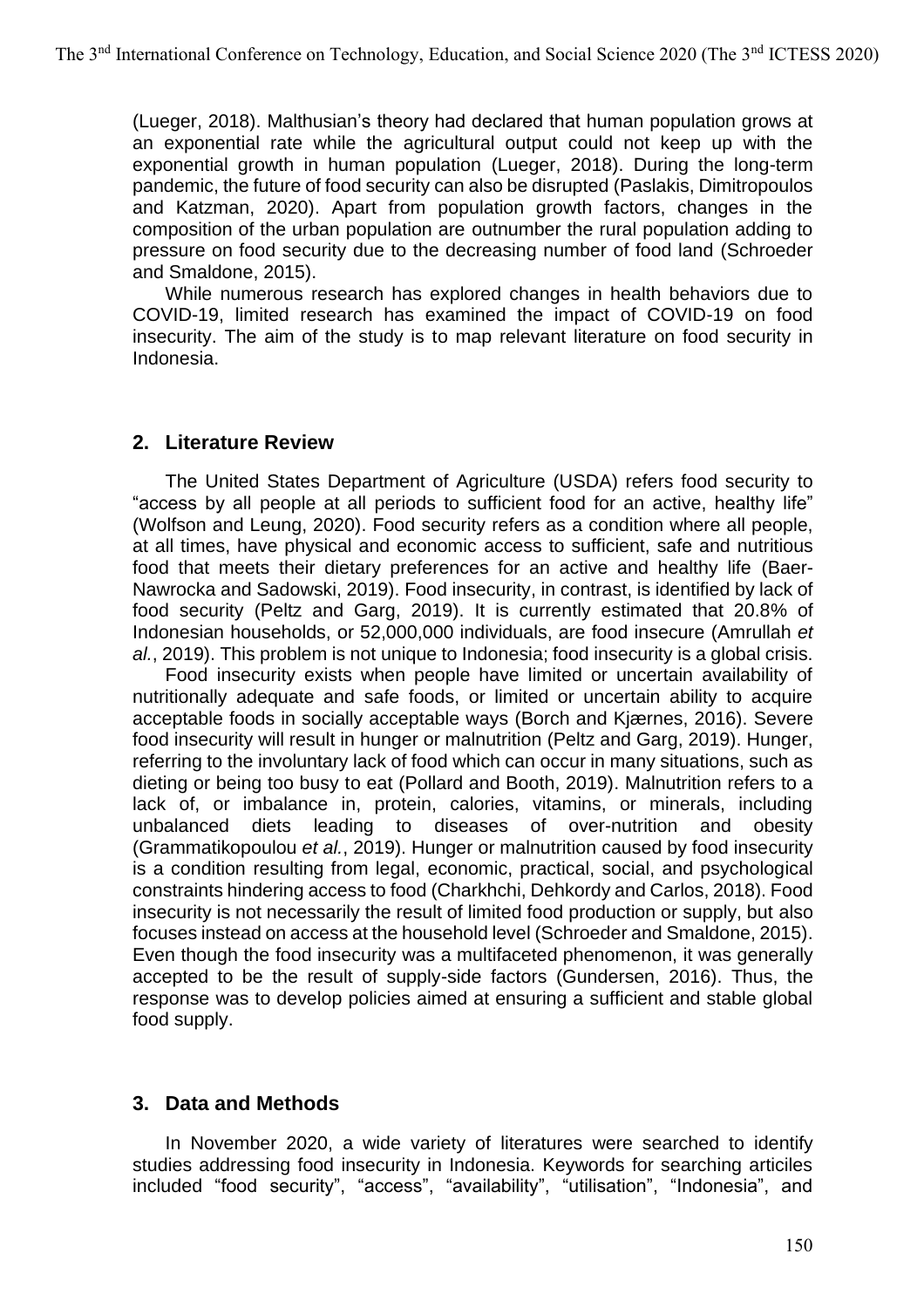(Lueger, 2018). Malthusian's theory had declared that human population grows at an exponential rate while the agricultural output could not keep up with the exponential growth in human population (Lueger, 2018). During the long-term pandemic, the future of food security can also be disrupted (Paslakis, Dimitropoulos and Katzman, 2020). Apart from population growth factors, changes in the composition of the urban population are outnumber the rural population adding to pressure on food security due to the decreasing number of food land (Schroeder and Smaldone, 2015).

While numerous research has explored changes in health behaviors due to COVID-19, limited research has examined the impact of COVID-19 on food insecurity. The aim of the study is to map relevant literature on food security in Indonesia.

## 2. Literature Review

The United States Department of Agriculture (USDA) refers food security to "access by all people at all periods to sufficient food for an active, healthy life" (Wolfson and Leung, 2020). Food security refers as a condition where all people, at all times, have physical and economic access to sufficient, safe and nutritious food that meets their dietary preferences for an active and healthy life (Baer-Nawrocka and Sadowski, 2019). Food insecurity, in contrast, is identified by lack of food security (Peltz and Garg, 2019). It is currently estimated that 20.8% of Indonesian households, or 52,000,000 individuals, are food insecure (Amrullah *et al.*, 2019). This problem is not unique to Indonesia; food insecurity is a global crisis.

Food insecurity exists when people have limited or uncertain availability of nutritionally adequate and safe foods, or limited or uncertain ability to acquire acceptable foods in socially acceptable ways (Borch and Kjærnes, 2016). Severe food insecurity will result in hunger or malnutrition (Peltz and Garg, 2019). Hunger, referring to the involuntary lack of food which can occur in many situations, such as dieting or being too busy to eat (Pollard and Booth, 2019). Malnutrition refers to a lack of, or imbalance in, protein, calories, vitamins, or minerals, including unbalanced diets leading to diseases of over-nutrition and obesity (Grammatikopoulou *et al.*, 2019). Hunger or malnutrition caused by food insecurity is a condition resulting from legal, economic, practical, social, and psychological constraints hindering access to food (Charkhchi, Dehkordy and Carlos, 2018). Food insecurity is not necessarily the result of limited food production or supply, but also focuses instead on access at the household level (Schroeder and Smaldone, 2015). Even though the food insecurity was a multifaceted phenomenon, it was generally accepted to be the result of supply-side factors (Gundersen, 2016). Thus, the response was to develop policies aimed at ensuring a sufficient and stable global food supply.

## 3. Data and Methods

In November 2020, a wide variety of literatures were searched to identify studies addressing food insecurity in Indonesia. Keywords for searching articiles included "food security", "access", "availability", "utilisation", "Indonesia", and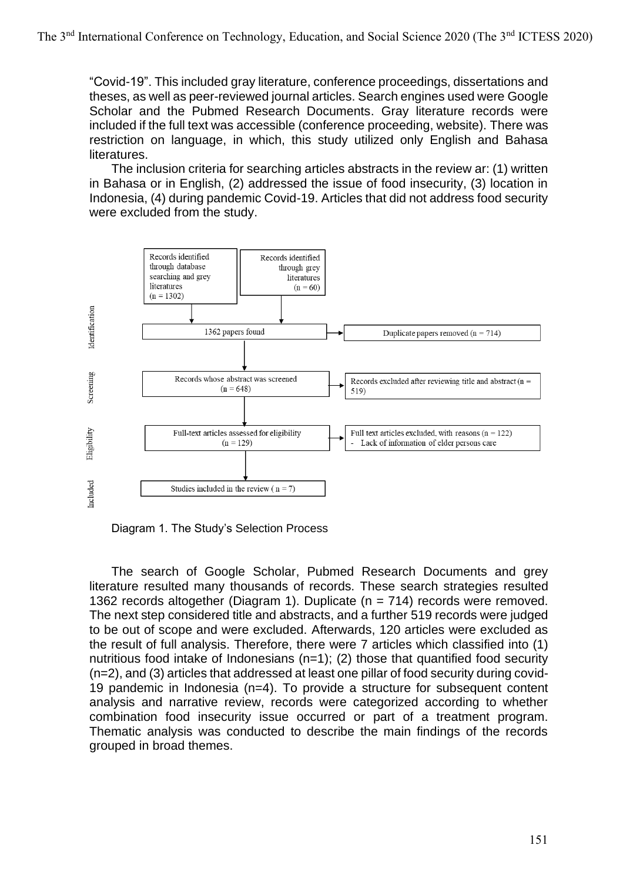"Covid-19". This included gray literature, conference proceedings, dissertations and theses, as well as peer-reviewed journal articles. Search engines used were Google Scholar and the Pubmed Research Documents. Gray literature records were included if the full text was accessible (conference proceeding, website). There was restriction on language, in which, this study utilized only English and Bahasa literatures.

The inclusion criteria for searching articles abstracts in the review ar: (1) written in Bahasa or in English, (2) addressed the issue of food insecurity, (3) location in Indonesia, (4) during pandemic Covid-19. Articles that did not address food security were excluded from the study.

Identification

Records identified through database searching and grey literatures (n = 1302)

Records identified through grey literatures (n = 60)

1362 papers found

Duplicate papers removed (n = 714)

Screening

Records whose abstract was screened (n = 648)

Records excluded after reviewing title and abstract (n = 519)

Eligibility

Full-text articles assessed for eligibility (n = 129)

Full text articles excluded, with reasons (n = 122)
- Lack of information of elder persons care

Included

Studies included in the review ( n = 7)

Diagram 1. The Study's Selection Process

The search of Google Scholar, Pubmed Research Documents and grey literature resulted many thousands of records. These search strategies resulted 1362 records altogether (Diagram 1). Duplicate (n = 714) records were removed. The next step considered title and abstracts, and a further 519 records were judged to be out of scope and were excluded. Afterwards, 120 articles were excluded as the result of full analysis. Therefore, there were 7 articles which classified into (1) nutritious food intake of Indonesians (n=1); (2) those that quantified food security (n=2), and (3) articles that addressed at least one pillar of food security during covid-19 pandemic in Indonesia (n=4). To provide a structure for subsequent content analysis and narrative review, records were categorized according to whether combination food insecurity issue occurred or part of a treatment program. Thematic analysis was conducted to describe the main findings of the records grouped in broad themes.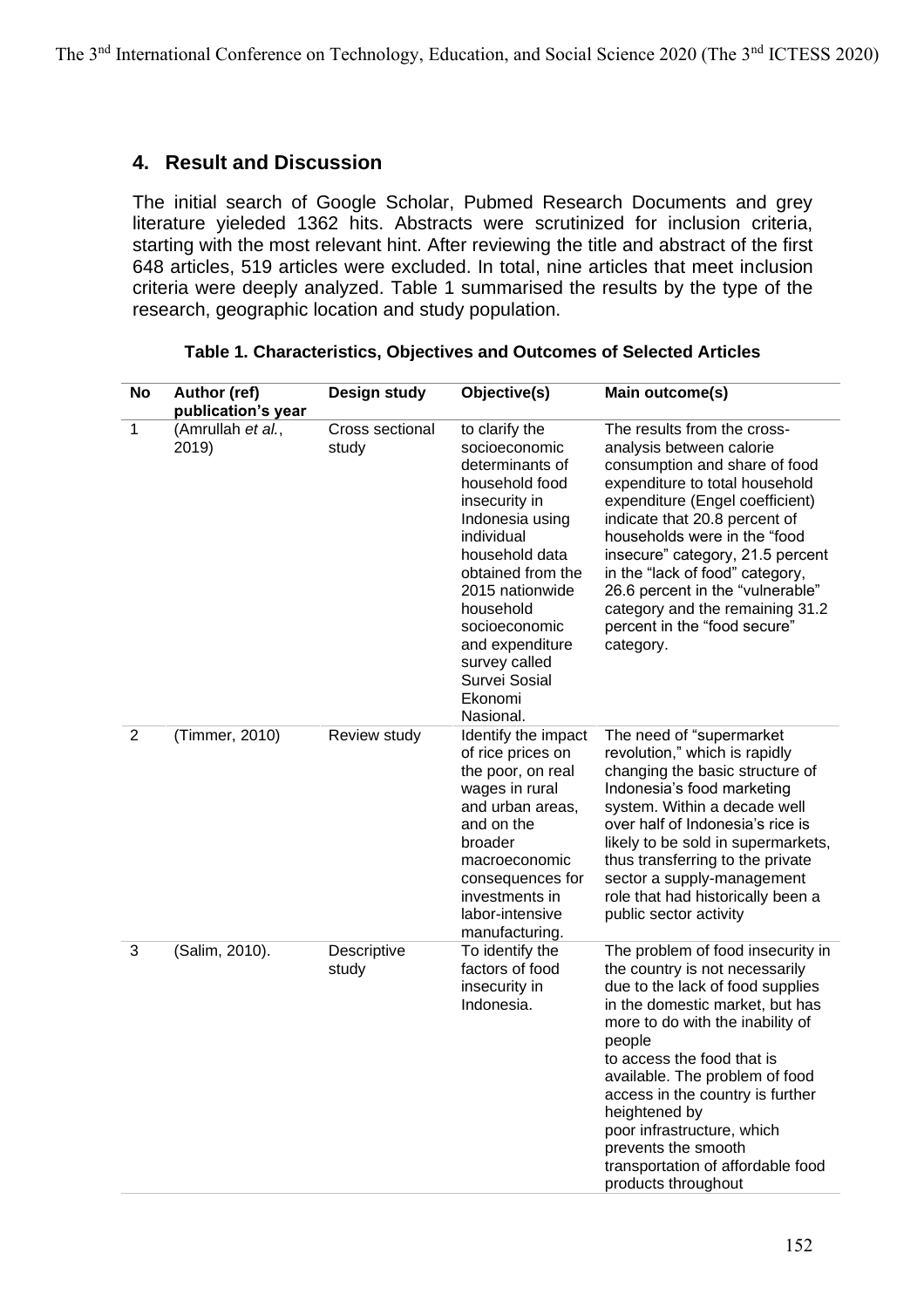## 4. Result and Discussion

The initial search of Google Scholar, Pubmed Research Documents and grey literature yieleded 1362 hits. Abstracts were scrutinized for inclusion criteria, starting with the most relevant hint. After reviewing the title and abstract of the first 648 articles, 519 articles were excluded. In total, nine articles that meet inclusion criteria were deeply analyzed. Table 1 summarised the results by the type of the research, geographic location and study population.

**Table 1. Characteristics, Objectives and Outcomes of Selected Articles**

| No | Author (ref) publication's year | Design study | Objective(s) | Main outcome(s) |
|---|---|---|---|---|
| 1 | (Amrullah *et al.*, 2019) | Cross sectional study | to clarify the socioeconomic determinants of household food insecurity in Indonesia using individual household data obtained from the 2015 nationwide household socioeconomic and expenditure survey called Survei Sosial Ekonomi Nasional. | The results from the cross-analysis between calorie consumption and share of food expenditure to total household expenditure (Engel coefficient) indicate that 20.8 percent of households were in the "food insecure" category, 21.5 percent in the "lack of food" category, 26.6 percent in the "vulnerable" category and the remaining 31.2 percent in the "food secure" category. |
| 2 | (Timmer, 2010) | Review study | Identify the impact of rice prices on the poor, on real wages in rural and urban areas, and on the broader macroeconomic consequences for investments in labor-intensive manufacturing. | The need of "supermarket revolution," which is rapidly changing the basic structure of Indonesia's food marketing system. Within a decade well over half of Indonesia's rice is likely to be sold in supermarkets, thus transferring to the private sector a supply-management role that had historically been a public sector activity |
| 3 | (Salim, 2010). | Descriptive study | To identify the factors of food insecurity in Indonesia. | The problem of food insecurity in the country is not necessarily due to the lack of food supplies in the domestic market, but has more to do with the inability of people to access the food that is available. The problem of food access in the country is further heightened by poor infrastructure, which prevents the smooth transportation of affordable food products throughout |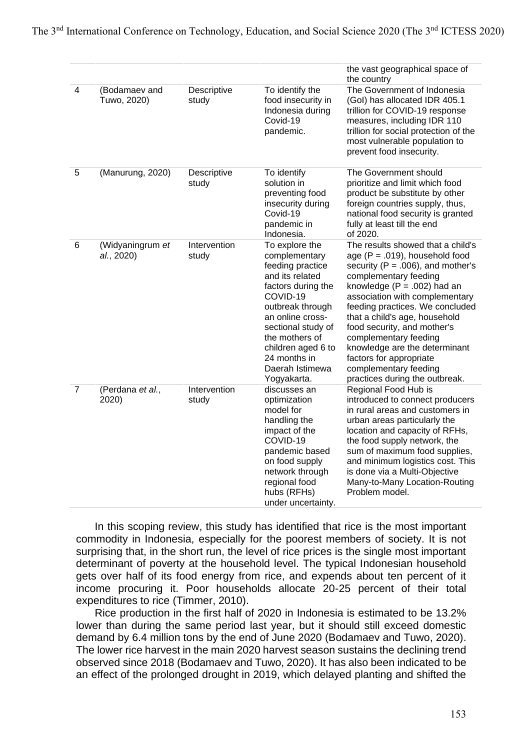| | | | | |
|---|---|---|---|---|
| | | | | the vast geographical space of the country |
| 4 | (Bodamaev and Tuwo, 2020) | Descriptive study | To identify the food insecurity in Indonesia during Covid-19 pandemic. | The Government of Indonesia (GoI) has allocated IDR 405.1 trillion for COVID-19 response measures, including IDR 110 trillion for social protection of the most vulnerable population to prevent food insecurity. |
| 5 | (Manurung, 2020) | Descriptive study | To identify solution in preventing food insecurity during Covid-19 pandemic in Indonesia. | The Government should prioritize and limit which food product be substitute by other foreign countries supply, thus, national food security is granted fully at least till the end of 2020. |
| 6 | (Widyaningrum *et al.*, 2020) | Intervention study | To explore the complementary feeding practice and its related factors during the COVID-19 outbreak through an online cross-sectional study of the mothers of children aged 6 to 24 months in Daerah Istimewa Yogyakarta. | The results showed that a child's age ($P = .019$), household food security ($P = .006$), and mother's complementary feeding knowledge ($P = .002$) had an association with complementary feeding practices. We concluded that a child's age, household food security, and mother's complementary feeding knowledge are the determinant factors for appropriate complementary feeding practices during the outbreak. |
| 7 | (Perdana *et al.*, 2020) | Intervention study | discusses an optimization model for handling the impact of the COVID-19 pandemic based on food supply network through regional food hubs (RFHs) under uncertainty. | Regional Food Hub is introduced to connect producers in rural areas and customers in urban areas particularly the location and capacity of RFHs, the food supply network, the sum of maximum food supplies, and minimum logistics cost. This is done via a Multi-Objective Many-to-Many Location-Routing Problem model. |

In this scoping review, this study has identified that rice is the most important commodity in Indonesia, especially for the poorest members of society. It is not surprising that, in the short run, the level of rice prices is the single most important determinant of poverty at the household level. The typical Indonesian household gets over half of its food energy from rice, and expends about ten percent of it income procuring it. Poor households allocate 20-25 percent of their total expenditures to rice (Timmer, 2010).

Rice production in the first half of 2020 in Indonesia is estimated to be 13.2% lower than during the same period last year, but it should still exceed domestic demand by 6.4 million tons by the end of June 2020 (Bodamaev and Tuwo, 2020). The lower rice harvest in the main 2020 harvest season sustains the declining trend observed since 2018 (Bodamaev and Tuwo, 2020). It has also been indicated to be an effect of the prolonged drought in 2019, which delayed planting and shifted the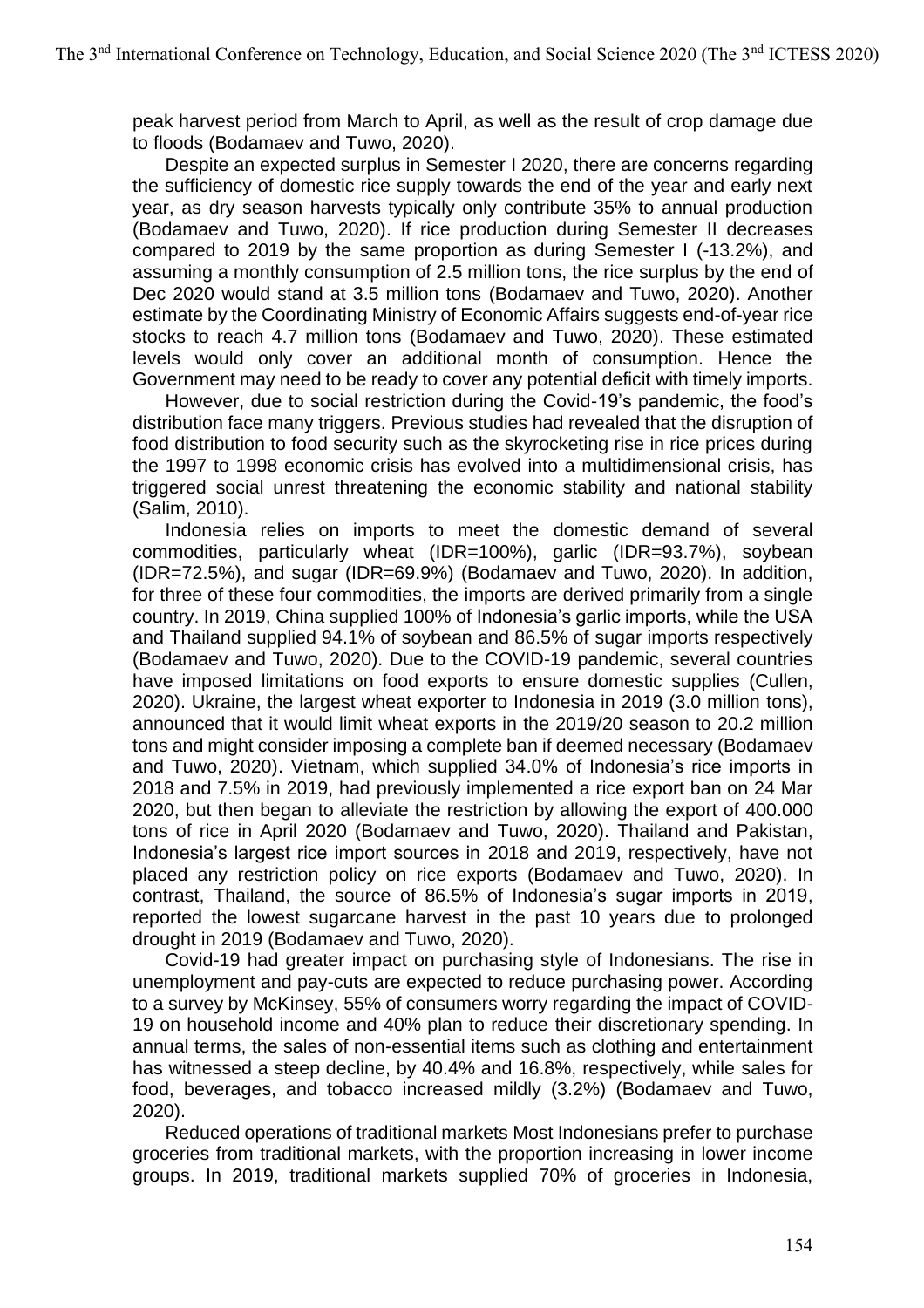peak harvest period from March to April, as well as the result of crop damage due to floods (Bodamaev and Tuwo, 2020).

Despite an expected surplus in Semester I 2020, there are concerns regarding the sufficiency of domestic rice supply towards the end of the year and early next year, as dry season harvests typically only contribute 35% to annual production (Bodamaev and Tuwo, 2020). If rice production during Semester II decreases compared to 2019 by the same proportion as during Semester I (-13.2%), and assuming a monthly consumption of 2.5 million tons, the rice surplus by the end of Dec 2020 would stand at 3.5 million tons (Bodamaev and Tuwo, 2020). Another estimate by the Coordinating Ministry of Economic Affairs suggests end-of-year rice stocks to reach 4.7 million tons (Bodamaev and Tuwo, 2020). These estimated levels would only cover an additional month of consumption. Hence the Government may need to be ready to cover any potential deficit with timely imports.

However, due to social restriction during the Covid-19's pandemic, the food's distribution face many triggers. Previous studies had revealed that the disruption of food distribution to food security such as the skyrocketing rise in rice prices during the 1997 to 1998 economic crisis has evolved into a multidimensional crisis, has triggered social unrest threatening the economic stability and national stability (Salim, 2010).

Indonesia relies on imports to meet the domestic demand of several commodities, particularly wheat (IDR=100%), garlic (IDR=93.7%), soybean (IDR=72.5%), and sugar (IDR=69.9%) (Bodamaev and Tuwo, 2020). In addition, for three of these four commodities, the imports are derived primarily from a single country. In 2019, China supplied 100% of Indonesia's garlic imports, while the USA and Thailand supplied 94.1% of soybean and 86.5% of sugar imports respectively (Bodamaev and Tuwo, 2020). Due to the COVID-19 pandemic, several countries have imposed limitations on food exports to ensure domestic supplies (Cullen, 2020). Ukraine, the largest wheat exporter to Indonesia in 2019 (3.0 million tons), announced that it would limit wheat exports in the 2019/20 season to 20.2 million tons and might consider imposing a complete ban if deemed necessary (Bodamaev and Tuwo, 2020). Vietnam, which supplied 34.0% of Indonesia's rice imports in 2018 and 7.5% in 2019, had previously implemented a rice export ban on 24 Mar 2020, but then began to alleviate the restriction by allowing the export of 400.000 tons of rice in April 2020 (Bodamaev and Tuwo, 2020). Thailand and Pakistan, Indonesia's largest rice import sources in 2018 and 2019, respectively, have not placed any restriction policy on rice exports (Bodamaev and Tuwo, 2020). In contrast, Thailand, the source of 86.5% of Indonesia's sugar imports in 2019, reported the lowest sugarcane harvest in the past 10 years due to prolonged drought in 2019 (Bodamaev and Tuwo, 2020).

Covid-19 had greater impact on purchasing style of Indonesians. The rise in unemployment and pay-cuts are expected to reduce purchasing power. According to a survey by McKinsey, 55% of consumers worry regarding the impact of COVID-19 on household income and 40% plan to reduce their discretionary spending. In annual terms, the sales of non-essential items such as clothing and entertainment has witnessed a steep decline, by 40.4% and 16.8%, respectively, while sales for food, beverages, and tobacco increased mildly (3.2%) (Bodamaev and Tuwo, 2020).

Reduced operations of traditional markets Most Indonesians prefer to purchase groceries from traditional markets, with the proportion increasing in lower income groups. In 2019, traditional markets supplied 70% of groceries in Indonesia,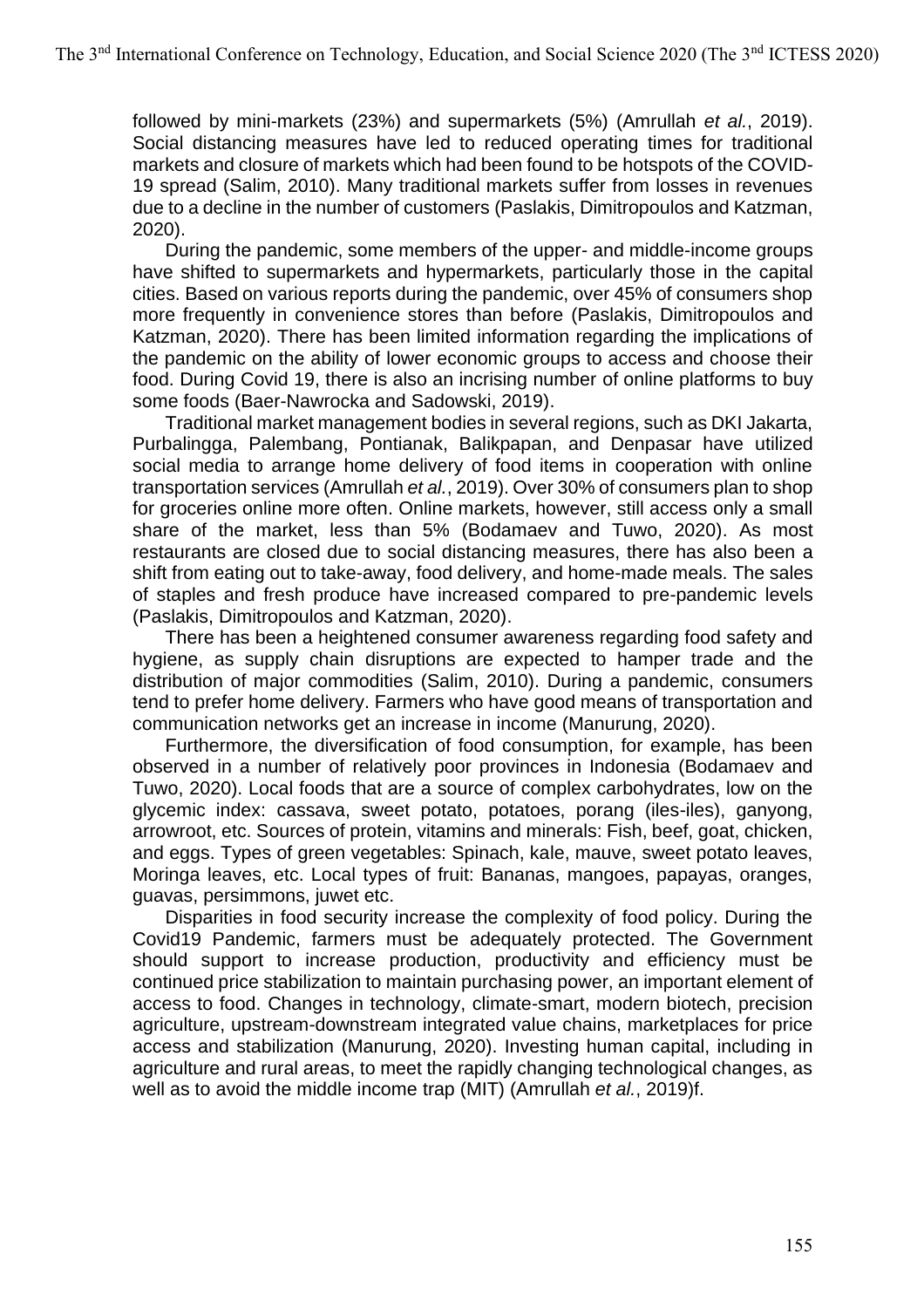followed by mini-markets (23%) and supermarkets (5%) (Amrullah *et al.*, 2019). Social distancing measures have led to reduced operating times for traditional markets and closure of markets which had been found to be hotspots of the COVID-19 spread (Salim, 2010). Many traditional markets suffer from losses in revenues due to a decline in the number of customers (Paslakis, Dimitropoulos and Katzman, 2020).

During the pandemic, some members of the upper- and middle-income groups have shifted to supermarkets and hypermarkets, particularly those in the capital cities. Based on various reports during the pandemic, over 45% of consumers shop more frequently in convenience stores than before (Paslakis, Dimitropoulos and Katzman, 2020). There has been limited information regarding the implications of the pandemic on the ability of lower economic groups to access and choose their food. During Covid 19, there is also an incrising number of online platforms to buy some foods (Baer-Nawrocka and Sadowski, 2019).

Traditional market management bodies in several regions, such as DKI Jakarta, Purbalingga, Palembang, Pontianak, Balikpapan, and Denpasar have utilized social media to arrange home delivery of food items in cooperation with online transportation services (Amrullah *et al.*, 2019). Over 30% of consumers plan to shop for groceries online more often. Online markets, however, still access only a small share of the market, less than 5% (Bodamaev and Tuwo, 2020). As most restaurants are closed due to social distancing measures, there has also been a shift from eating out to take-away, food delivery, and home-made meals. The sales of staples and fresh produce have increased compared to pre-pandemic levels (Paslakis, Dimitropoulos and Katzman, 2020).

There has been a heightened consumer awareness regarding food safety and hygiene, as supply chain disruptions are expected to hamper trade and the distribution of major commodities (Salim, 2010). During a pandemic, consumers tend to prefer home delivery. Farmers who have good means of transportation and communication networks get an increase in income (Manurung, 2020).

Furthermore, the diversification of food consumption, for example, has been observed in a number of relatively poor provinces in Indonesia (Bodamaev and Tuwo, 2020). Local foods that are a source of complex carbohydrates, low on the glycemic index: cassava, sweet potato, potatoes, porang (iles-iles), ganyong, arrowroot, etc. Sources of protein, vitamins and minerals: Fish, beef, goat, chicken, and eggs. Types of green vegetables: Spinach, kale, mauve, sweet potato leaves, Moringa leaves, etc. Local types of fruit: Bananas, mangoes, papayas, oranges, guavas, persimmons, juwet etc.

Disparities in food security increase the complexity of food policy. During the Covid19 Pandemic, farmers must be adequately protected. The Government should support to increase production, productivity and efficiency must be continued price stabilization to maintain purchasing power, an important element of access to food. Changes in technology, climate-smart, modern biotech, precision agriculture, upstream-downstream integrated value chains, marketplaces for price access and stabilization (Manurung, 2020). Investing human capital, including in agriculture and rural areas, to meet the rapidly changing technological changes, as well as to avoid the middle income trap (MIT) (Amrullah *et al.*, 2019)f.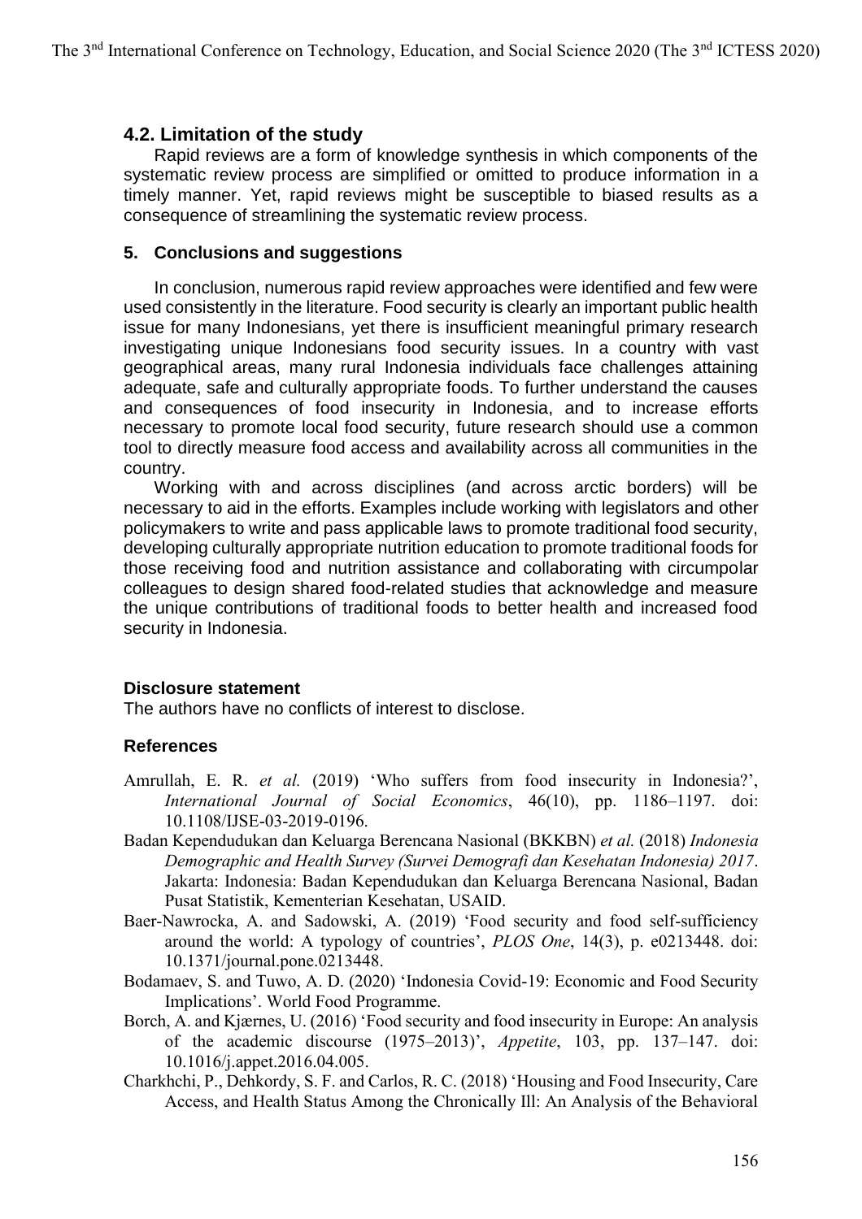### 4.2. Limitation of the study

Rapid reviews are a form of knowledge synthesis in which components of the systematic review process are simplified or omitted to produce information in a timely manner. Yet, rapid reviews might be susceptible to biased results as a consequence of streamlining the systematic review process.

## 5. Conclusions and suggestions

In conclusion, numerous rapid review approaches were identified and few were used consistently in the literature. Food security is clearly an important public health issue for many Indonesians, yet there is insufficient meaningful primary research investigating unique Indonesians food security issues. In a country with vast geographical areas, many rural Indonesia individuals face challenges attaining adequate, safe and culturally appropriate foods. To further understand the causes and consequences of food insecurity in Indonesia, and to increase efforts necessary to promote local food security, future research should use a common tool to directly measure food access and availability across all communities in the country.

Working with and across disciplines (and across arctic borders) will be necessary to aid in the efforts. Examples include working with legislators and other policymakers to write and pass applicable laws to promote traditional food security, developing culturally appropriate nutrition education to promote traditional foods for those receiving food and nutrition assistance and collaborating with circumpolar colleagues to design shared food-related studies that acknowledge and measure the unique contributions of traditional foods to better health and increased food security in Indonesia.

### Disclosure statement

The authors have no conflicts of interest to disclose.

### References

Amrullah, E. R. *et al.* (2019) 'Who suffers from food insecurity in Indonesia?', *International Journal of Social Economics*, 46(10), pp. 1186–1197. doi: 10.1108/IJSE-03-2019-0196.

Badan Kependudukan dan Keluarga Berencana Nasional (BKKBN) *et al.* (2018) *Indonesia Demographic and Health Survey (Survei Demografi dan Kesehatan Indonesia) 2017*. Jakarta: Indonesia: Badan Kependudukan dan Keluarga Berencana Nasional, Badan Pusat Statistik, Kementerian Kesehatan, USAID.

Baer-Nawrocka, A. and Sadowski, A. (2019) 'Food security and food self-sufficiency around the world: A typology of countries', *PLOS One*, 14(3), p. e0213448. doi: 10.1371/journal.pone.0213448.

Bodamaev, S. and Tuwo, A. D. (2020) 'Indonesia Covid-19: Economic and Food Security Implications'. World Food Programme.

Borch, A. and Kjærnes, U. (2016) 'Food security and food insecurity in Europe: An analysis of the academic discourse (1975–2013)', *Appetite*, 103, pp. 137–147. doi: 10.1016/j.appet.2016.04.005.

Charkhchi, P., Dehkordy, S. F. and Carlos, R. C. (2018) 'Housing and Food Insecurity, Care Access, and Health Status Among the Chronically Ill: An Analysis of the Behavioral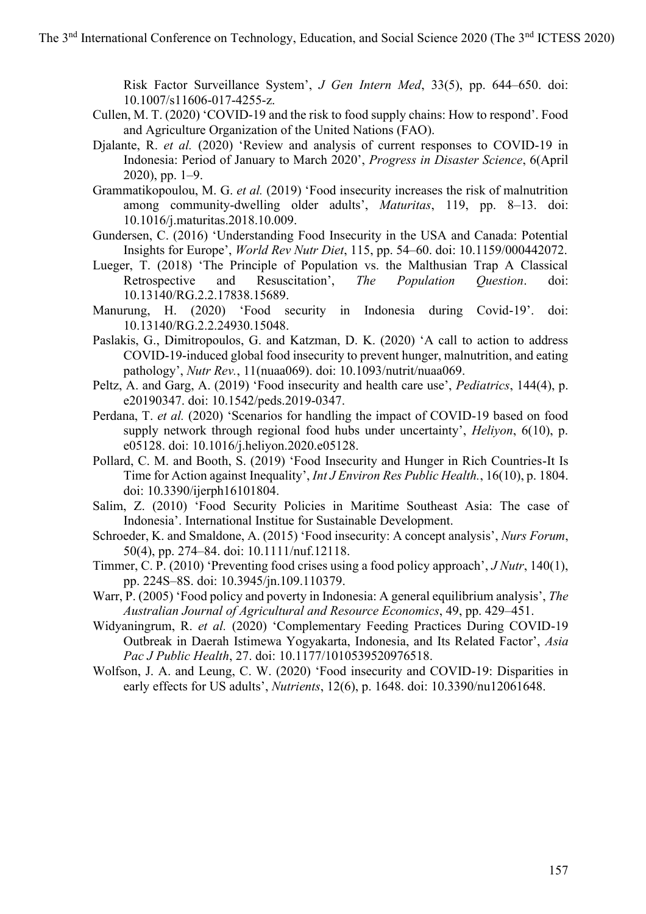Risk Factor Surveillance System', *J Gen Intern Med*, 33(5), pp. 644–650. doi: 10.1007/s11606-017-4255-z.

Cullen, M. T. (2020) 'COVID-19 and the risk to food supply chains: How to respond'. Food and Agriculture Organization of the United Nations (FAO).

Djalante, R. *et al.* (2020) 'Review and analysis of current responses to COVID-19 in Indonesia: Period of January to March 2020', *Progress in Disaster Science*, 6(April 2020), pp. 1–9.

Grammatikopoulou, M. G. *et al.* (2019) 'Food insecurity increases the risk of malnutrition among community-dwelling older adults', *Maturitas*, 119, pp. 8–13. doi: 10.1016/j.maturitas.2018.10.009.

Gundersen, C. (2016) 'Understanding Food Insecurity in the USA and Canada: Potential Insights for Europe', *World Rev Nutr Diet*, 115, pp. 54–60. doi: 10.1159/000442072.

Lueger, T. (2018) 'The Principle of Population vs. the Malthusian Trap A Classical Retrospective and Resuscitation', *The Population Question*. doi: 10.13140/RG.2.2.17838.15689.

Manurung, H. (2020) 'Food security in Indonesia during Covid-19'. doi: 10.13140/RG.2.2.24930.15048.

Paslakis, G., Dimitropoulos, G. and Katzman, D. K. (2020) 'A call to action to address COVID-19-induced global food insecurity to prevent hunger, malnutrition, and eating pathology', *Nutr Rev.*, 11(nuaa069). doi: 10.1093/nutrit/nuaa069.

Peltz, A. and Garg, A. (2019) 'Food insecurity and health care use', *Pediatrics*, 144(4), p. e20190347. doi: 10.1542/peds.2019-0347.

Perdana, T. *et al.* (2020) 'Scenarios for handling the impact of COVID-19 based on food supply network through regional food hubs under uncertainty', *Heliyon*, 6(10), p. e05128. doi: 10.1016/j.heliyon.2020.e05128.

Pollard, C. M. and Booth, S. (2019) 'Food Insecurity and Hunger in Rich Countries-It Is Time for Action against Inequality', *Int J Environ Res Public Health.*, 16(10), p. 1804. doi: 10.3390/ijerph16101804.

Salim, Z. (2010) 'Food Security Policies in Maritime Southeast Asia: The case of Indonesia'. International Institue for Sustainable Development.

Schroeder, K. and Smaldone, A. (2015) 'Food insecurity: A concept analysis', *Nurs Forum*, 50(4), pp. 274–84. doi: 10.1111/nuf.12118.

Timmer, C. P. (2010) 'Preventing food crises using a food policy approach', *J Nutr*, 140(1), pp. 224S–8S. doi: 10.3945/jn.109.110379.

Warr, P. (2005) 'Food policy and poverty in Indonesia: A general equilibrium analysis', *The Australian Journal of Agricultural and Resource Economics*, 49, pp. 429–451.

Widyaningrum, R. *et al.* (2020) 'Complementary Feeding Practices During COVID-19 Outbreak in Daerah Istimewa Yogyakarta, Indonesia, and Its Related Factor', *Asia Pac J Public Health*, 27. doi: 10.1177/1010539520976518.

Wolfson, J. A. and Leung, C. W. (2020) 'Food insecurity and COVID-19: Disparities in early effects for US adults', *Nutrients*, 12(6), p. 1648. doi: 10.3390/nu12061648.